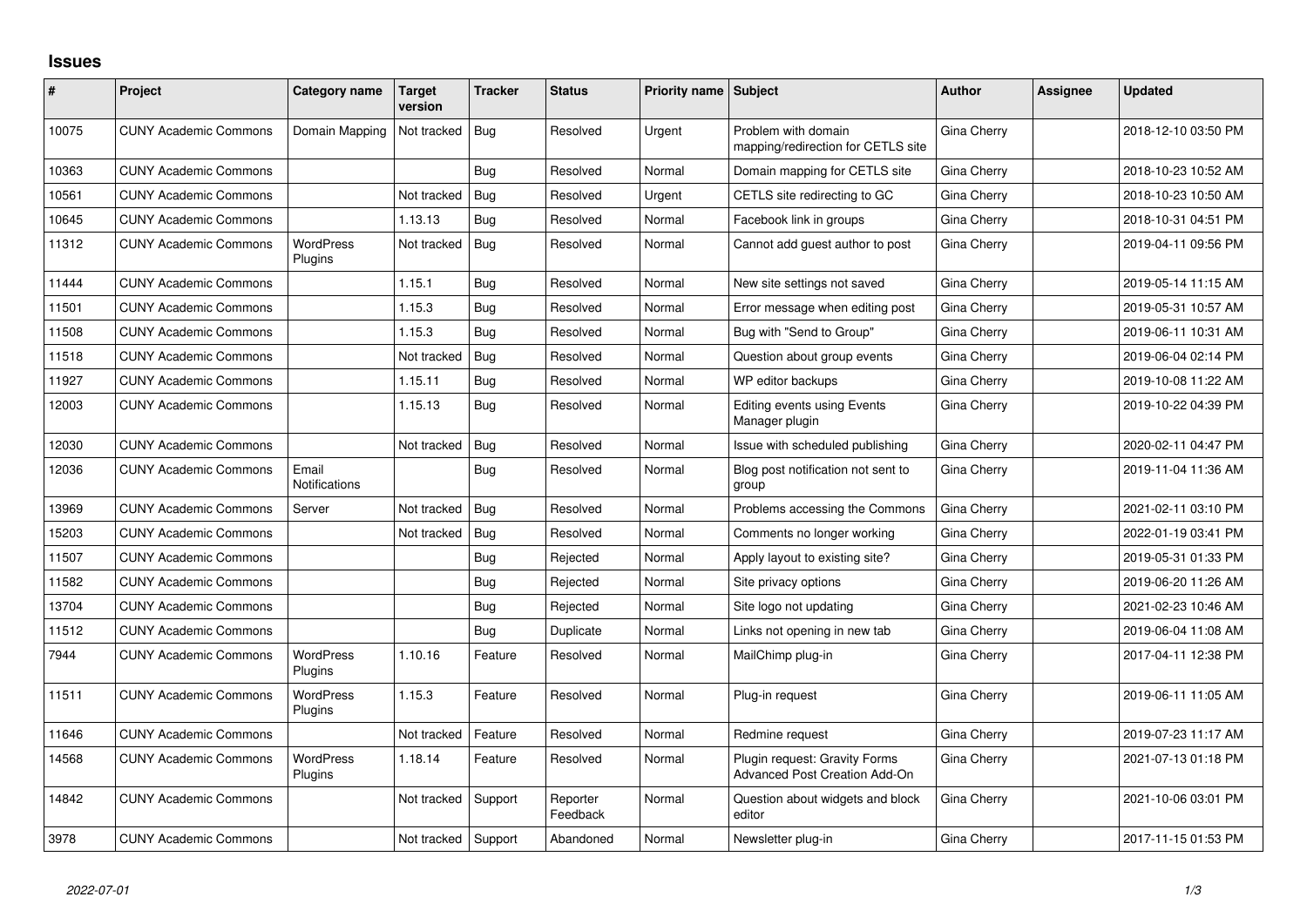## Issues

| # | Project | Category name | Target version | Tracker | Status | Priority name | Subject | Author | Assignee | Updated |
|---|---|---|---|---|---|---|---|---|---|---|
| 10075 | CUNY Academic Commons | Domain Mapping | Not tracked | Bug | Resolved | Urgent | Problem with domain mapping/redirection for CETLS site | Gina Cherry | | 2018-12-10 03:50 PM |
| 10363 | CUNY Academic Commons | | | Bug | Resolved | Normal | Domain mapping for CETLS site | Gina Cherry | | 2018-10-23 10:52 AM |
| 10561 | CUNY Academic Commons | | Not tracked | Bug | Resolved | Urgent | CETLS site redirecting to GC | Gina Cherry | | 2018-10-23 10:50 AM |
| 10645 | CUNY Academic Commons | | 1.13.13 | Bug | Resolved | Normal | Facebook link in groups | Gina Cherry | | 2018-10-31 04:51 PM |
| 11312 | CUNY Academic Commons | WordPress Plugins | Not tracked | Bug | Resolved | Normal | Cannot add guest author to post | Gina Cherry | | 2019-04-11 09:56 PM |
| 11444 | CUNY Academic Commons | | 1.15.1 | Bug | Resolved | Normal | New site settings not saved | Gina Cherry | | 2019-05-14 11:15 AM |
| 11501 | CUNY Academic Commons | | 1.15.3 | Bug | Resolved | Normal | Error message when editing post | Gina Cherry | | 2019-05-31 10:57 AM |
| 11508 | CUNY Academic Commons | | 1.15.3 | Bug | Resolved | Normal | Bug with "Send to Group" | Gina Cherry | | 2019-06-11 10:31 AM |
| 11518 | CUNY Academic Commons | | Not tracked | Bug | Resolved | Normal | Question about group events | Gina Cherry | | 2019-06-04 02:14 PM |
| 11927 | CUNY Academic Commons | | 1.15.11 | Bug | Resolved | Normal | WP editor backups | Gina Cherry | | 2019-10-08 11:22 AM |
| 12003 | CUNY Academic Commons | | 1.15.13 | Bug | Resolved | Normal | Editing events using Events Manager plugin | Gina Cherry | | 2019-10-22 04:39 PM |
| 12030 | CUNY Academic Commons | | Not tracked | Bug | Resolved | Normal | Issue with scheduled publishing | Gina Cherry | | 2020-02-11 04:47 PM |
| 12036 | CUNY Academic Commons | Email Notifications | | Bug | Resolved | Normal | Blog post notification not sent to group | Gina Cherry | | 2019-11-04 11:36 AM |
| 13969 | CUNY Academic Commons | Server | Not tracked | Bug | Resolved | Normal | Problems accessing the Commons | Gina Cherry | | 2021-02-11 03:10 PM |
| 15203 | CUNY Academic Commons | | Not tracked | Bug | Resolved | Normal | Comments no longer working | Gina Cherry | | 2022-01-19 03:41 PM |
| 11507 | CUNY Academic Commons | | | Bug | Rejected | Normal | Apply layout to existing site? | Gina Cherry | | 2019-05-31 01:33 PM |
| 11582 | CUNY Academic Commons | | | Bug | Rejected | Normal | Site privacy options | Gina Cherry | | 2019-06-20 11:26 AM |
| 13704 | CUNY Academic Commons | | | Bug | Rejected | Normal | Site logo not updating | Gina Cherry | | 2021-02-23 10:46 AM |
| 11512 | CUNY Academic Commons | | | Bug | Duplicate | Normal | Links not opening in new tab | Gina Cherry | | 2019-06-04 11:08 AM |
| 7944 | CUNY Academic Commons | WordPress Plugins | 1.10.16 | Feature | Resolved | Normal | MailChimp plug-in | Gina Cherry | | 2017-04-11 12:38 PM |
| 11511 | CUNY Academic Commons | WordPress Plugins | 1.15.3 | Feature | Resolved | Normal | Plug-in request | Gina Cherry | | 2019-06-11 11:05 AM |
| 11646 | CUNY Academic Commons | | Not tracked | Feature | Resolved | Normal | Redmine request | Gina Cherry | | 2019-07-23 11:17 AM |
| 14568 | CUNY Academic Commons | WordPress Plugins | 1.18.14 | Feature | Resolved | Normal | Plugin request: Gravity Forms Advanced Post Creation Add-On | Gina Cherry | | 2021-07-13 01:18 PM |
| 14842 | CUNY Academic Commons | | Not tracked | Support | Reporter Feedback | Normal | Question about widgets and block editor | Gina Cherry | | 2021-10-06 03:01 PM |
| 3978 | CUNY Academic Commons | | Not tracked | Support | Abandoned | Normal | Newsletter plug-in | Gina Cherry | | 2017-11-15 01:53 PM |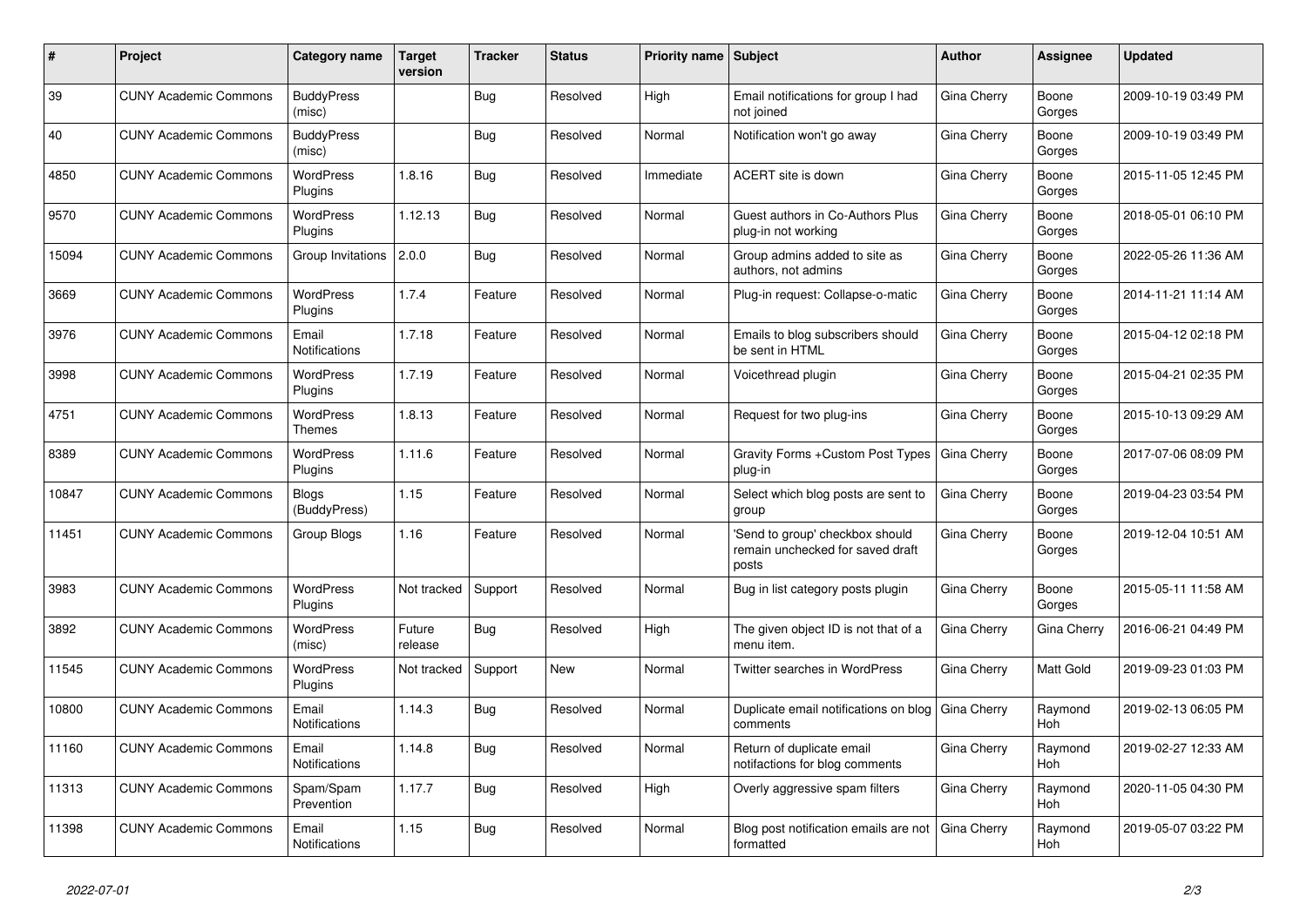| # | Project | Category name | Target version | Tracker | Status | Priority name | Subject | Author | Assignee | Updated |
|---|---|---|---|---|---|---|---|---|---|---|
| 39 | CUNY Academic Commons | BuddyPress (misc) | | Bug | Resolved | High | Email notifications for group I had not joined | Gina Cherry | Boone Gorges | 2009-10-19 03:49 PM |
| 40 | CUNY Academic Commons | BuddyPress (misc) | | Bug | Resolved | Normal | Notification won't go away | Gina Cherry | Boone Gorges | 2009-10-19 03:49 PM |
| 4850 | CUNY Academic Commons | WordPress Plugins | 1.8.16 | Bug | Resolved | Immediate | ACERT site is down | Gina Cherry | Boone Gorges | 2015-11-05 12:45 PM |
| 9570 | CUNY Academic Commons | WordPress Plugins | 1.12.13 | Bug | Resolved | Normal | Guest authors in Co-Authors Plus plug-in not working | Gina Cherry | Boone Gorges | 2018-05-01 06:10 PM |
| 15094 | CUNY Academic Commons | Group Invitations | 2.0.0 | Bug | Resolved | Normal | Group admins added to site as authors, not admins | Gina Cherry | Boone Gorges | 2022-05-26 11:36 AM |
| 3669 | CUNY Academic Commons | WordPress Plugins | 1.7.4 | Feature | Resolved | Normal | Plug-in request: Collapse-o-matic | Gina Cherry | Boone Gorges | 2014-11-21 11:14 AM |
| 3976 | CUNY Academic Commons | Email Notifications | 1.7.18 | Feature | Resolved | Normal | Emails to blog subscribers should be sent in HTML | Gina Cherry | Boone Gorges | 2015-04-12 02:18 PM |
| 3998 | CUNY Academic Commons | WordPress Plugins | 1.7.19 | Feature | Resolved | Normal | Voicethread plugin | Gina Cherry | Boone Gorges | 2015-04-21 02:35 PM |
| 4751 | CUNY Academic Commons | WordPress Themes | 1.8.13 | Feature | Resolved | Normal | Request for two plug-ins | Gina Cherry | Boone Gorges | 2015-10-13 09:29 AM |
| 8389 | CUNY Academic Commons | WordPress Plugins | 1.11.6 | Feature | Resolved | Normal | Gravity Forms +Custom Post Types plug-in | Gina Cherry | Boone Gorges | 2017-07-06 08:09 PM |
| 10847 | CUNY Academic Commons | Blogs (BuddyPress) | 1.15 | Feature | Resolved | Normal | Select which blog posts are sent to group | Gina Cherry | Boone Gorges | 2019-04-23 03:54 PM |
| 11451 | CUNY Academic Commons | Group Blogs | 1.16 | Feature | Resolved | Normal | 'Send to group' checkbox should remain unchecked for saved draft posts | Gina Cherry | Boone Gorges | 2019-12-04 10:51 AM |
| 3983 | CUNY Academic Commons | WordPress Plugins | Not tracked | Support | Resolved | Normal | Bug in list category posts plugin | Gina Cherry | Boone Gorges | 2015-05-11 11:58 AM |
| 3892 | CUNY Academic Commons | WordPress (misc) | Future release | Bug | Resolved | High | The given object ID is not that of a menu item. | Gina Cherry | Gina Cherry | 2016-06-21 04:49 PM |
| 11545 | CUNY Academic Commons | WordPress Plugins | Not tracked | Support | New | Normal | Twitter searches in WordPress | Gina Cherry | Matt Gold | 2019-09-23 01:03 PM |
| 10800 | CUNY Academic Commons | Email Notifications | 1.14.3 | Bug | Resolved | Normal | Duplicate email notifications on blog comments | Gina Cherry | Raymond Hoh | 2019-02-13 06:05 PM |
| 11160 | CUNY Academic Commons | Email Notifications | 1.14.8 | Bug | Resolved | Normal | Return of duplicate email notifactions for blog comments | Gina Cherry | Raymond Hoh | 2019-02-27 12:33 AM |
| 11313 | CUNY Academic Commons | Spam/Spam Prevention | 1.17.7 | Bug | Resolved | High | Overly aggressive spam filters | Gina Cherry | Raymond Hoh | 2020-11-05 04:30 PM |
| 11398 | CUNY Academic Commons | Email Notifications | 1.15 | Bug | Resolved | Normal | Blog post notification emails are not formatted | Gina Cherry | Raymond Hoh | 2019-05-07 03:22 PM |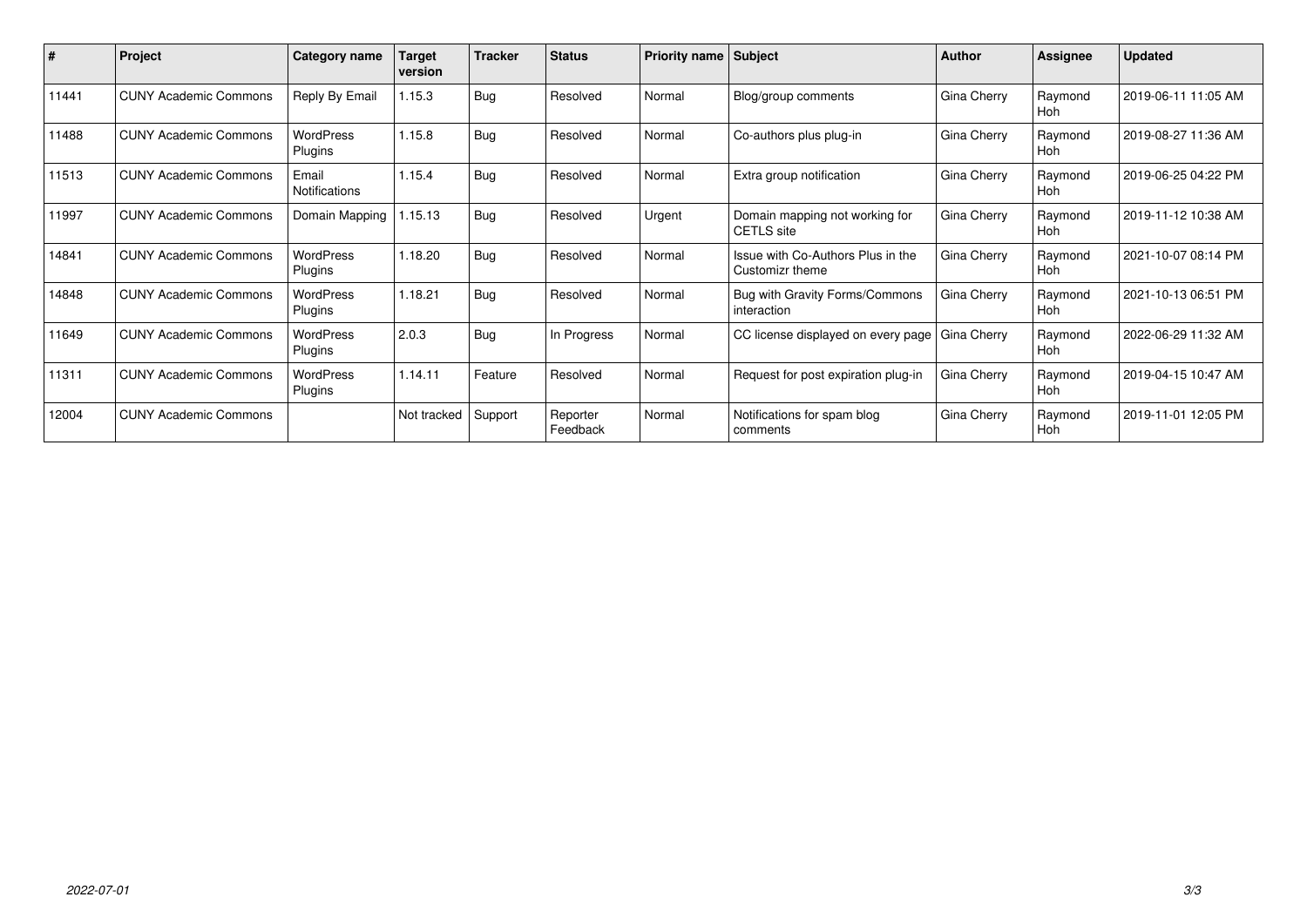| # | Project | Category name | Target version | Tracker | Status | Priority name | Subject | Author | Assignee | Updated |
|---|---|---|---|---|---|---|---|---|---|---|
| 11441 | CUNY Academic Commons | Reply By Email | 1.15.3 | Bug | Resolved | Normal | Blog/group comments | Gina Cherry | Raymond Hoh | 2019-06-11 11:05 AM |
| 11488 | CUNY Academic Commons | WordPress Plugins | 1.15.8 | Bug | Resolved | Normal | Co-authors plus plug-in | Gina Cherry | Raymond Hoh | 2019-08-27 11:36 AM |
| 11513 | CUNY Academic Commons | Email Notifications | 1.15.4 | Bug | Resolved | Normal | Extra group notification | Gina Cherry | Raymond Hoh | 2019-06-25 04:22 PM |
| 11997 | CUNY Academic Commons | Domain Mapping | 1.15.13 | Bug | Resolved | Urgent | Domain mapping not working for CETLS site | Gina Cherry | Raymond Hoh | 2019-11-12 10:38 AM |
| 14841 | CUNY Academic Commons | WordPress Plugins | 1.18.20 | Bug | Resolved | Normal | Issue with Co-Authors Plus in the Customizr theme | Gina Cherry | Raymond Hoh | 2021-10-07 08:14 PM |
| 14848 | CUNY Academic Commons | WordPress Plugins | 1.18.21 | Bug | Resolved | Normal | Bug with Gravity Forms/Commons interaction | Gina Cherry | Raymond Hoh | 2021-10-13 06:51 PM |
| 11649 | CUNY Academic Commons | WordPress Plugins | 2.0.3 | Bug | In Progress | Normal | CC license displayed on every page | Gina Cherry | Raymond Hoh | 2022-06-29 11:32 AM |
| 11311 | CUNY Academic Commons | WordPress Plugins | 1.14.11 | Feature | Resolved | Normal | Request for post expiration plug-in | Gina Cherry | Raymond Hoh | 2019-04-15 10:47 AM |
| 12004 | CUNY Academic Commons | | Not tracked | Support | Reporter Feedback | Normal | Notifications for spam blog comments | Gina Cherry | Raymond Hoh | 2019-11-01 12:05 PM |